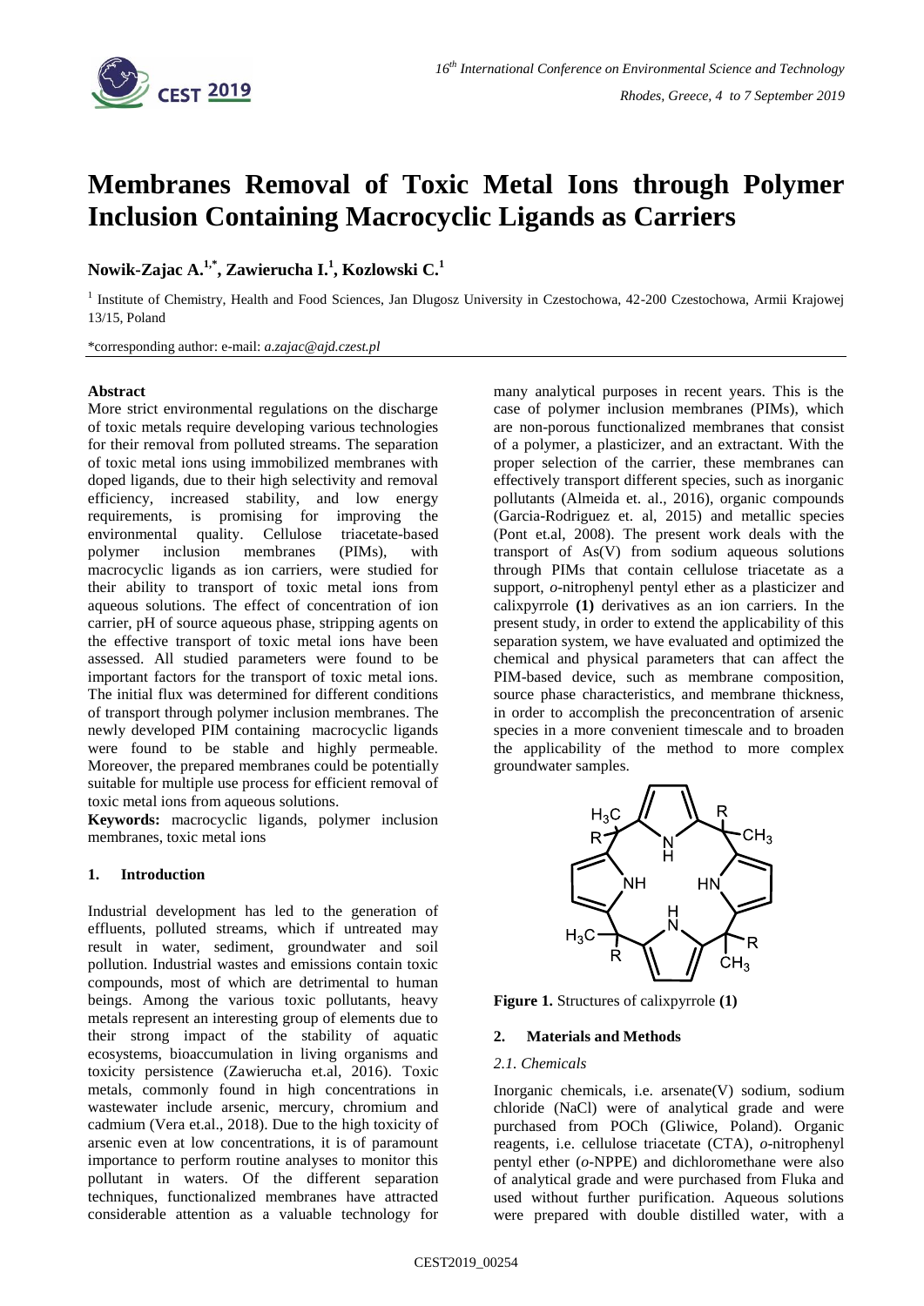# Membranes Removal of Toxic Metal Ions through Polymer Inclusion Containing Macrocyclic Ligands as Carriers

**Nowik-Zajac A.[1,*], Zawierucha I.[1], Kozlowski C.[1]**

[1] Institute of Chemistry, Health and Food Sciences, Jan Dlugosz University in Czestochowa, 42-200 Czestochowa, Armii Krajowej 13/15, Poland

*corresponding author: e-mail: *a.zajac@ajd.czest.pl*

**Abstract**

More strict environmental regulations on the discharge of toxic metals require developing various technologies for their removal from polluted streams. The separation of toxic metal ions using immobilized membranes with doped ligands, due to their high selectivity and removal efficiency, increased stability, and low energy requirements, is promising for improving the environmental quality. Cellulose triacetate-based polymer inclusion membranes (PIMs), with macrocyclic ligands as ion carriers, were studied for their ability to transport of toxic metal ions from aqueous solutions. The effect of concentration of ion carrier, pH of source aqueous phase, stripping agents on the effective transport of toxic metal ions have been assessed. All studied parameters were found to be important factors for the transport of toxic metal ions. The initial flux was determined for different conditions of transport through polymer inclusion membranes. The newly developed PIM containing macrocyclic ligands were found to be stable and highly permeable. Moreover, the prepared membranes could be potentially suitable for multiple use process for efficient removal of toxic metal ions from aqueous solutions.

**Keywords:** macrocyclic ligands, polymer inclusion membranes, toxic metal ions

## 1. Introduction

Industrial development has led to the generation of effluents, polluted streams, which if untreated may result in water, sediment, groundwater and soil pollution. Industrial wastes and emissions contain toxic compounds, most of which are detrimental to human beings. Among the various toxic pollutants, heavy metals represent an interesting group of elements due to their strong impact of the stability of aquatic ecosystems, bioaccumulation in living organisms and toxicity persistence (Zawierucha et.al, 2016). Toxic metals, commonly found in high concentrations in wastewater include arsenic, mercury, chromium and cadmium (Vera et.al., 2018). Due to the high toxicity of arsenic even at low concentrations, it is of paramount importance to perform routine analyses to monitor this pollutant in waters. Of the different separation techniques, functionalized membranes have attracted considerable attention as a valuable technology for many analytical purposes in recent years. This is the case of polymer inclusion membranes (PIMs), which are non-porous functionalized membranes that consist of a polymer, a plasticizer, and an extractant. With the proper selection of the carrier, these membranes can effectively transport different species, such as inorganic pollutants (Almeida et. al., 2016), organic compounds (Garcia-Rodriguez et. al, 2015) and metallic species (Pont et.al, 2008). The present work deals with the transport of As(V) from sodium aqueous solutions through PIMs that contain cellulose triacetate as a support, *o*-nitrophenyl pentyl ether as a plasticizer and calixpyrrole **(1)** derivatives as an ion carriers. In the present study, in order to extend the applicability of this separation system, we have evaluated and optimized the chemical and physical parameters that can affect the PIM-based device, such as membrane composition, source phase characteristics, and membrane thickness, in order to accomplish the preconcentration of arsenic species in a more convenient timescale and to broaden the applicability of the method to more complex groundwater samples.

**Figure 1.** Structures of calixpyrrole **(1)**

## 2. Materials and Methods

### *2.1. Chemicals*

Inorganic chemicals, i.e. arsenate(V) sodium, sodium chloride (NaCl) were of analytical grade and were purchased from POCh (Gliwice, Poland). Organic reagents, i.e. cellulose triacetate (CTA), *o*-nitrophenyl pentyl ether (*o*-NPPE) and dichloromethane were also of analytical grade and were purchased from Fluka and used without further purification. Aqueous solutions were prepared with double distilled water, with a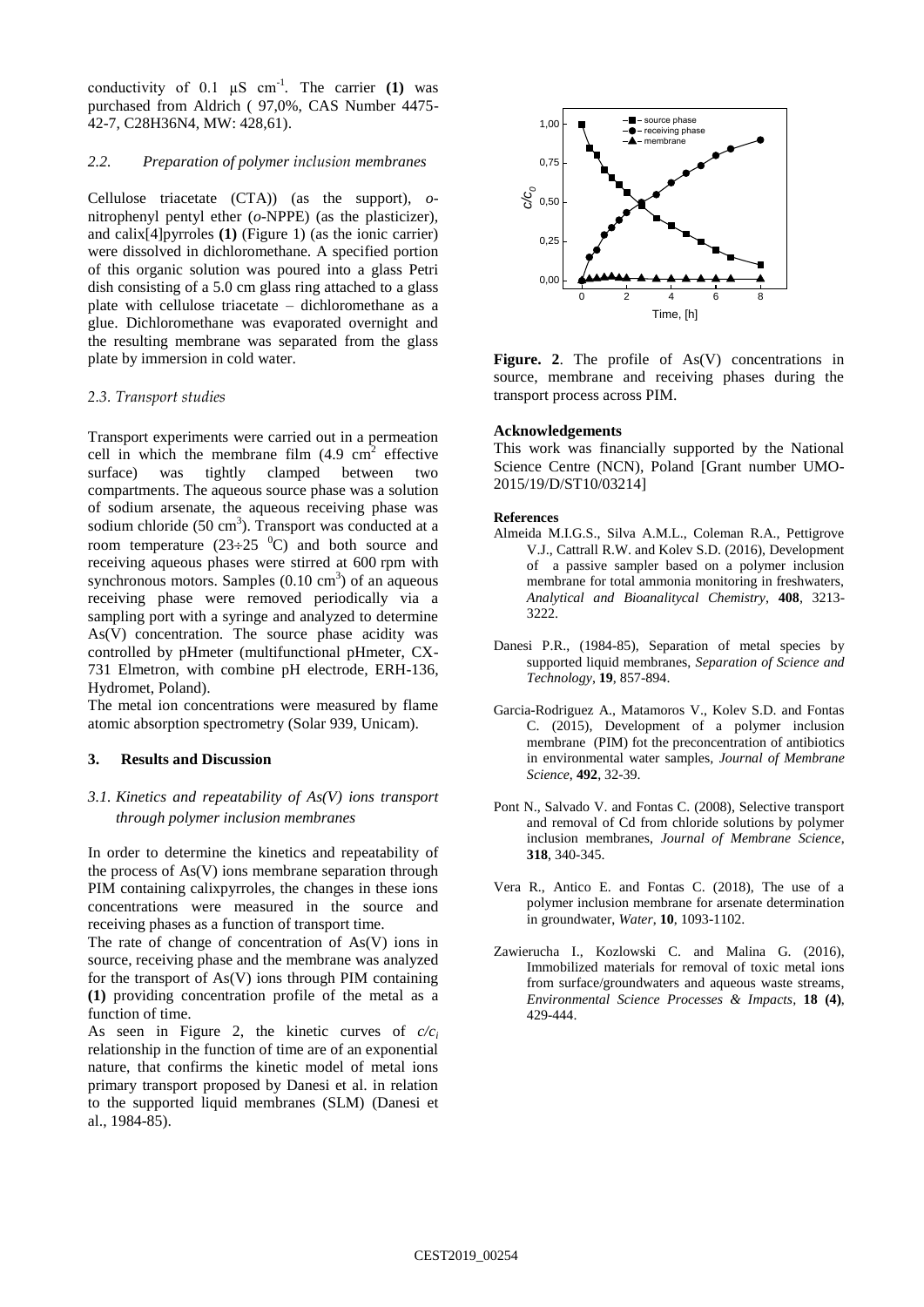conductivity of 0.1 µS $cm^{-1}$. The carrier **(1)** was purchased from Aldrich ( 97,0%, CAS Number 4475-42-7, $C_{28}H_{36}N_4$, MW: 428,61).

### 2.2. Preparation of polymer inclusion membranes

Cellulose triacetate (CTA)) (as the support), *o*-nitrophenyl pentyl ether (*o*-NPPE) (as the plasticizer), and calix[4]pyrroles **(1)** (Figure 1) (as the ionic carrier) were dissolved in dichloromethane. A specified portion of this organic solution was poured into a glass Petri dish consisting of a 5.0 cm glass ring attached to a glass plate with cellulose triacetate – dichloromethane as a glue. Dichloromethane was evaporated overnight and the resulting membrane was separated from the glass plate by immersion in cold water.

### 2.3. Transport studies

Transport experiments were carried out in a permeation cell in which the membrane film (4.9 $cm^2$ effective surface) was tightly clamped between two compartments. The aqueous source phase was a solution of sodium arsenate, the aqueous receiving phase was sodium chloride (50 $cm^3$). Transport was conducted at a room temperature (23÷25 $^0$C) and both source and receiving aqueous phases were stirred at 600 rpm with synchronous motors. Samples (0.10 $cm^3$) of an aqueous receiving phase were removed periodically via a sampling port with a syringe and analyzed to determine As(V) concentration. The source phase acidity was controlled by pHmeter (multifunctional pHmeter, CX-731 Elmetron, with combine pH electrode, ERH-136, Hydromet, Poland).

The metal ion concentrations were measured by flame atomic absorption spectrometry (Solar 939, Unicam).

## 3. Results and Discussion

### 3.1. Kinetics and repeatability of As(V) ions transport through polymer inclusion membranes

In order to determine the kinetics and repeatability of the process of As(V) ions membrane separation through PIM containing calixpyrroles, the changes in these ions concentrations were measured in the source and receiving phases as a function of transport time.

The rate of change of concentration of As(V) ions in source, receiving phase and the membrane was analyzed for the transport of As(V) ions through PIM containing **(1)** providing concentration profile of the metal as a function of time.

As seen in Figure 2, the kinetic curves of $c/c_i$ relationship in the function of time are of an exponential nature, that confirms the kinetic model of metal ions primary transport proposed by Danesi et al. in relation to the supported liquid membranes (SLM) (Danesi et al., 1984-85).

source phase
receiving phase
membrane
1,00
0,75
0,50
0,25
0,00
$c/c_0$
0 2 4 6 8
Time, [h]

**Figure. 2**. The profile of As(V) concentrations in source, membrane and receiving phases during the transport process across PIM.

**Acknowledgements**

This work was financially supported by the National Science Centre (NCN), Poland [Grant number UMO-2015/19/D/ST10/03214]

**References**

Almeida M.I.G.S., Silva A.M.L., Coleman R.A., Pettigrove V.J., Cattrall R.W. and Kolev S.D. (2016), Development of a passive sampler based on a polymer inclusion membrane for total ammonia monitoring in freshwaters, *Analytical and Bioanalitycal Chemistry*, **408**, 3213-3222.

Danesi P.R., (1984-85), Separation of metal species by supported liquid membranes, *Separation of Science and Technology*, **19**, 857-894.

Garcia-Rodriguez A., Matamoros V., Kolev S.D. and Fontas C. (2015), Development of a polymer inclusion membrane (PIM) fot the preconcentration of antibiotics in environmental water samples, *Journal of Membrane Science*, **492**, 32-39.

Pont N., Salvado V. and Fontas C. (2008), Selective transport and removal of Cd from chloride solutions by polymer inclusion membranes, *Journal of Membrane Science*, **318**, 340-345.

Vera R., Antico E. and Fontas C. (2018), The use of a polymer inclusion membrane for arsenate determination in groundwater, *Water*, **10**, 1093-1102.

Zawierucha I., Kozlowski C. and Malina G. (2016), Immobilized materials for removal of toxic metal ions from surface/groundwaters and aqueous waste streams, *Environmental Science Processes & Impacts*, **18 (4)**, 429-444.